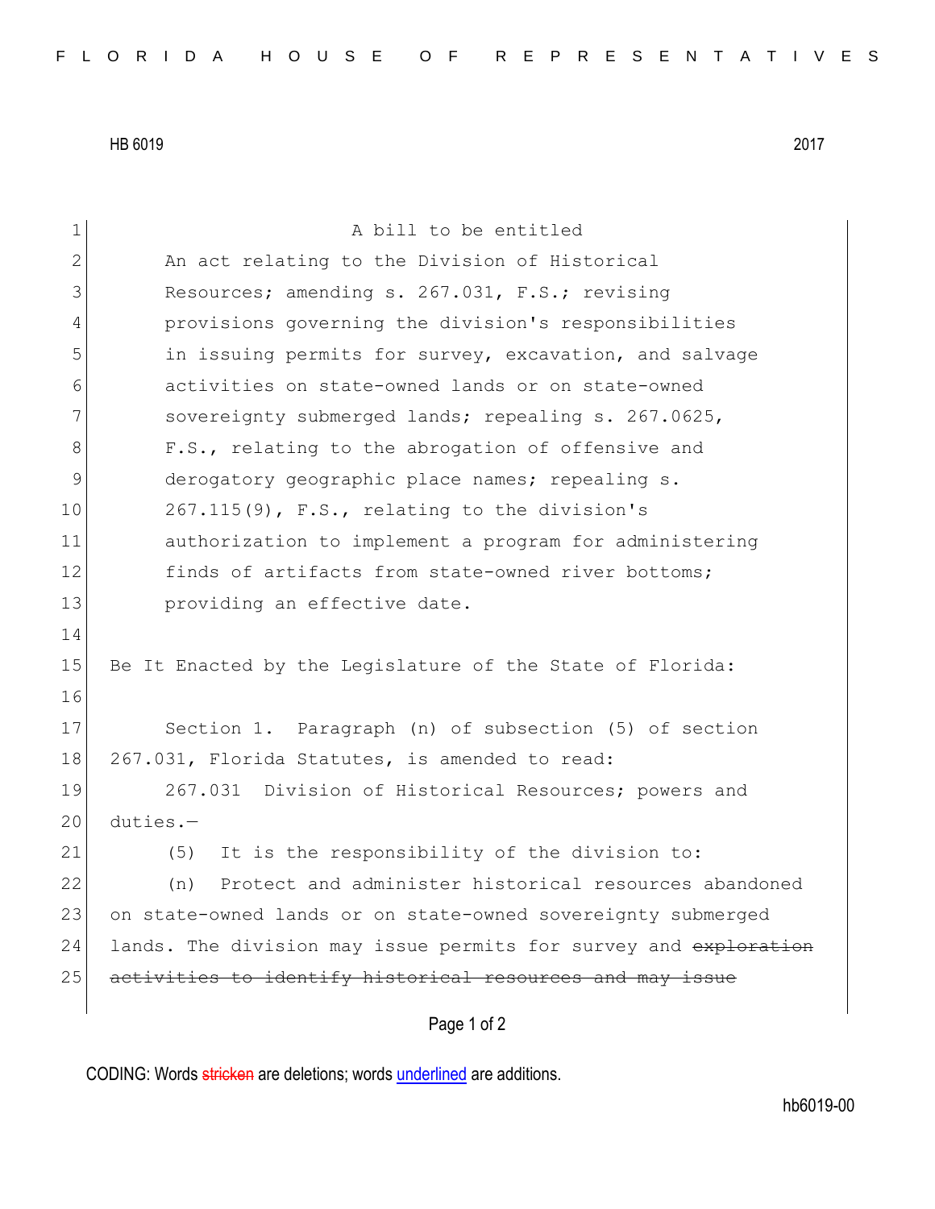HB 6019 2017

A bill to be entitled

An act relating to the Division of Historical Resources; amending s. 267.031, F.S.; revising provisions governing the division's responsibilities in issuing permits for survey, excavation, and salvage activities on state-owned lands or on state-owned sovereignty submerged lands; repealing s. 267.0625, F.S., relating to the abrogation of offensive and derogatory geographic place names; repealing s. 267.115(9), F.S., relating to the division's authorization to implement a program for administering finds of artifacts from state-owned river bottoms; providing an effective date.

Be It Enacted by the Legislature of the State of Florida:

Section 1. Paragraph (n) of subsection (5) of section 267.031, Florida Statutes, is amended to read:

267.031 Division of Historical Resources; powers and duties.—

(5) It is the responsibility of the division to:

(n) Protect and administer historical resources abandoned on state-owned lands or on state-owned sovereignty submerged lands. The division may issue permits for survey and ~~exploration activities to identify historical resources and may issue~~

CODING: Words ~~stricken~~ are deletions; words underlined are additions.

hb6019-00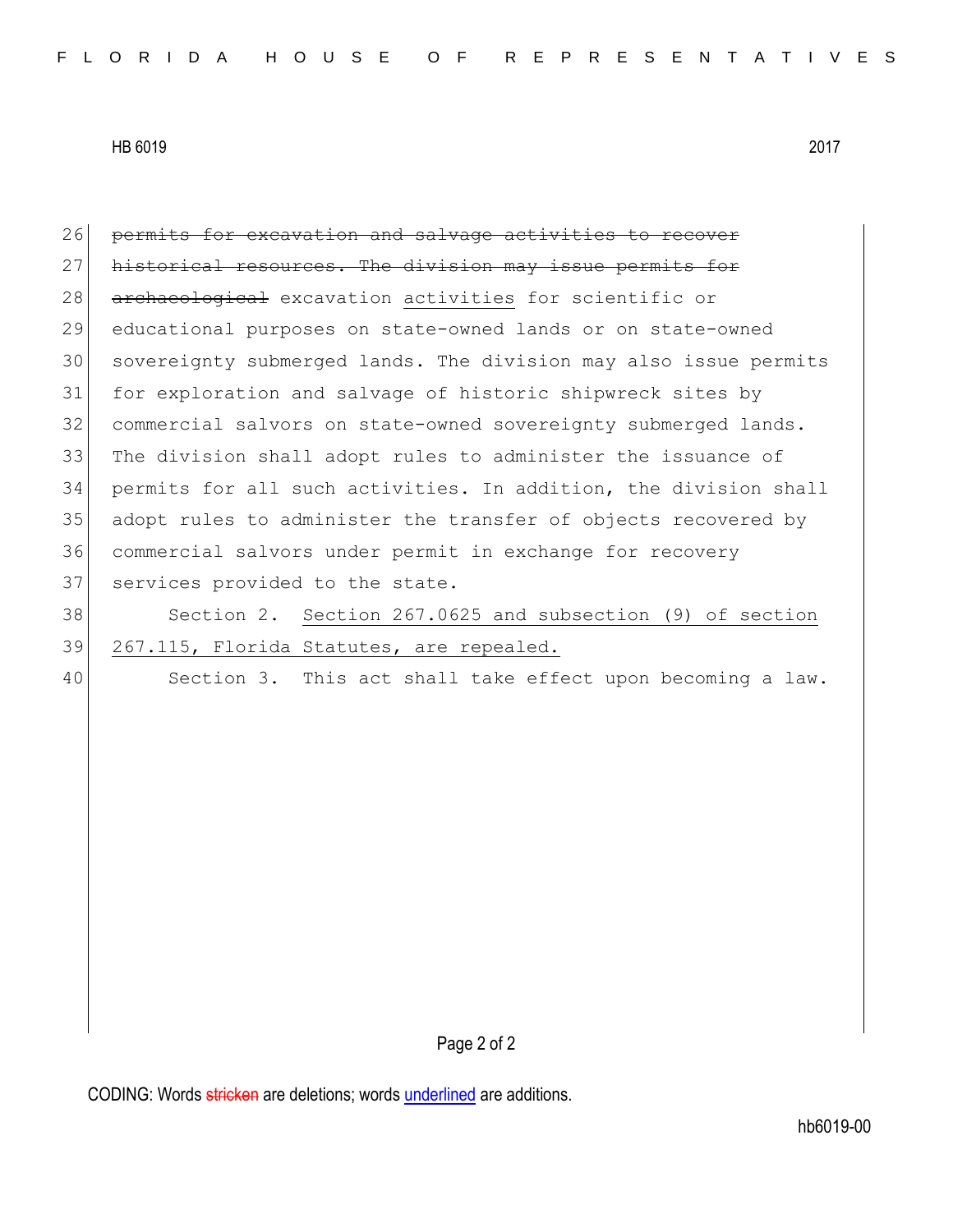26 ~~permits for excavation and salvage activities to recover~~
27 ~~historical resources. The division may issue permits for~~
28 ~~archaeological~~ excavation <u>activities</u> for scientific or
29 educational purposes on state-owned lands or on state-owned
30 sovereignty submerged lands. The division may also issue permits
31 for exploration and salvage of historic shipwreck sites by
32 commercial salvors on state-owned sovereignty submerged lands.
33 The division shall adopt rules to administer the issuance of
34 permits for all such activities. In addition, the division shall
35 adopt rules to administer the transfer of objects recovered by
36 commercial salvors under permit in exchange for recovery
37 services provided to the state.
38 Section 2. <u>Section 267.0625 and subsection (9) of section</u>
39 <u>267.115, Florida Statutes, are repealed.</u>
40 Section 3. This act shall take effect upon becoming a law.

CODING: Words ~~stricken~~ are deletions; words <u>underlined</u> are additions.